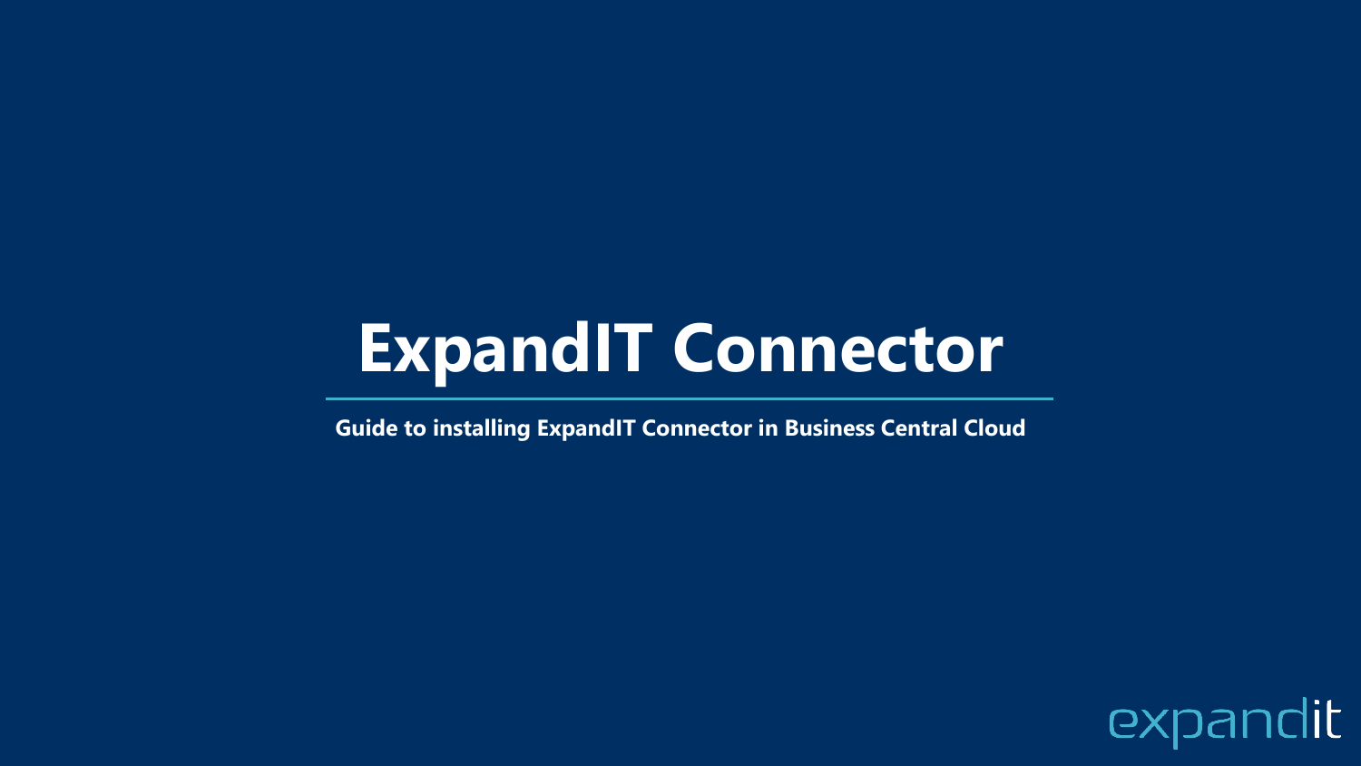# ExpandIT Connector

**Guide to installing ExpandIT Connector in Business Central Cloud**

expandit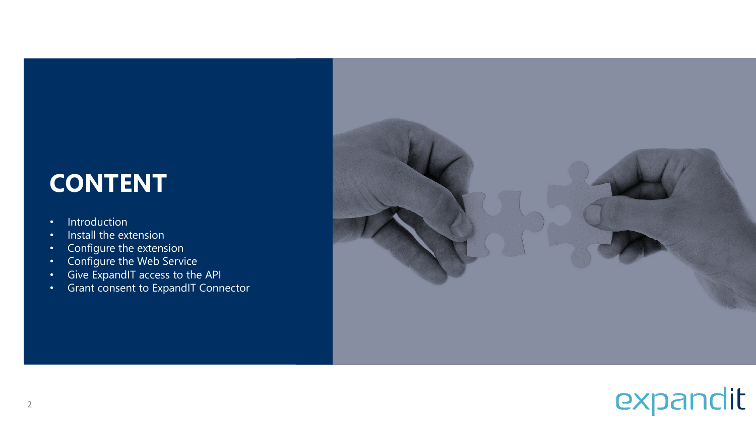# CONTENT

- Introduction
- Install the extension
- Configure the extension
- Configure the Web Service
- Give ExpandIT access to the API
- Grant consent to ExpandIT Connector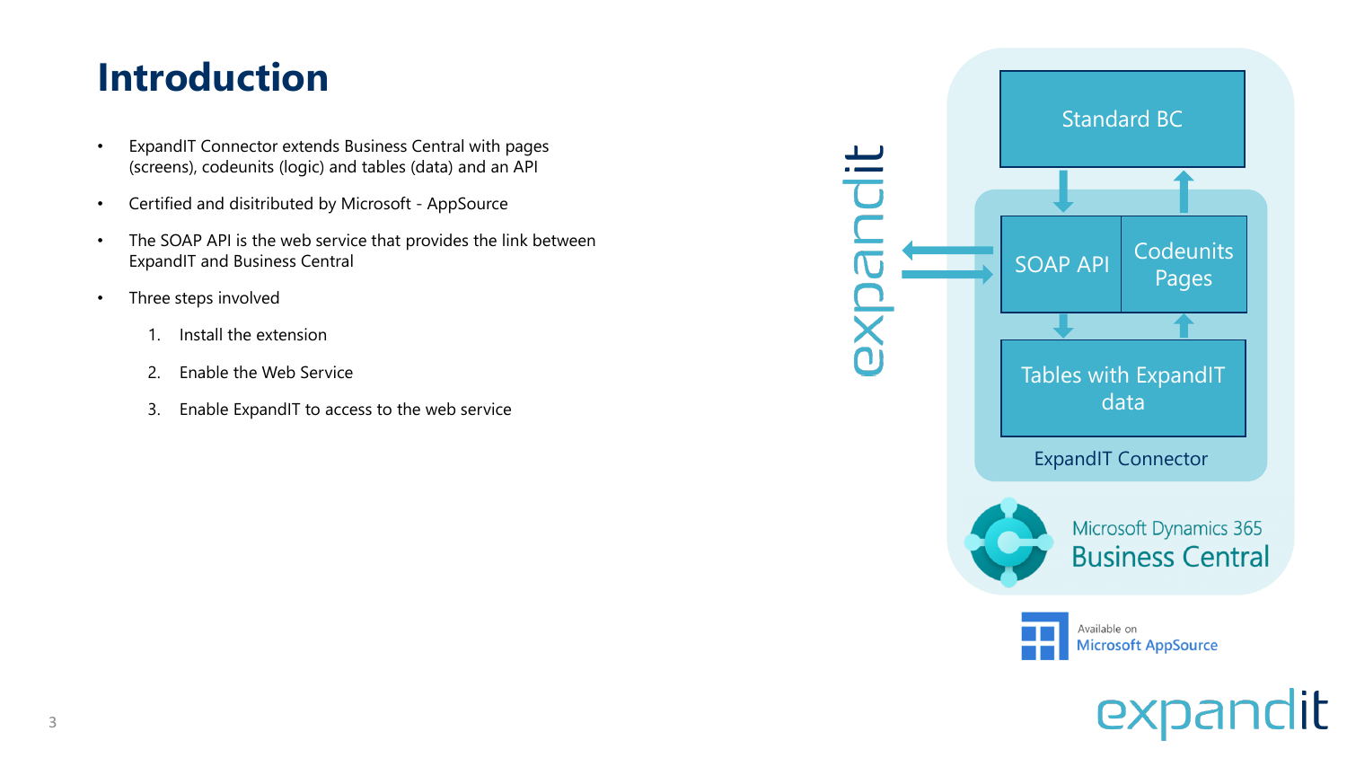# Introduction

- ExpandIT Connector extends Business Central with pages (screens), codeunits (logic) and tables (data) and an API
- Certified and disitributed by Microsoft - AppSource
- The SOAP API is the web service that provides the link between ExpandIT and Business Central
- Three steps involved
  1. Install the extension
  2. Enable the Web Service
  3. Enable ExpandIT to access to the web service

expandit

Standard BC

SOAP API

Codeunits Pages

Tables with ExpandIT data

ExpandIT Connector

Microsoft Dynamics 365
Business Central

Available on
Microsoft AppSource

expandit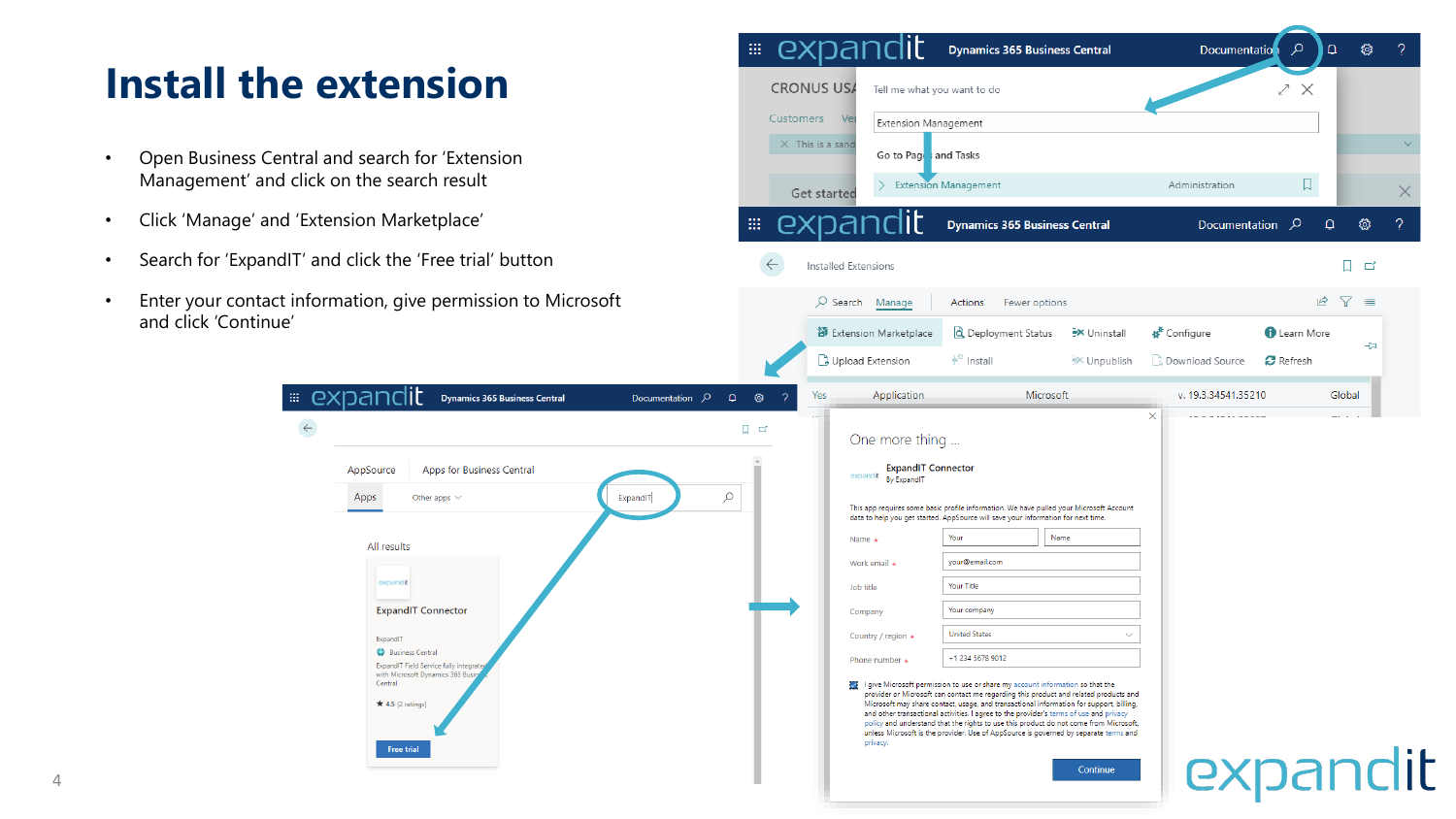# Install the extension

- Open Business Central and search for 'Extension Management' and click on the search result
- Click 'Manage' and 'Extension Marketplace'
- Search for 'ExpandIT' and click the 'Free trial' button
- Enter your contact information, give permission to Microsoft and click 'Continue'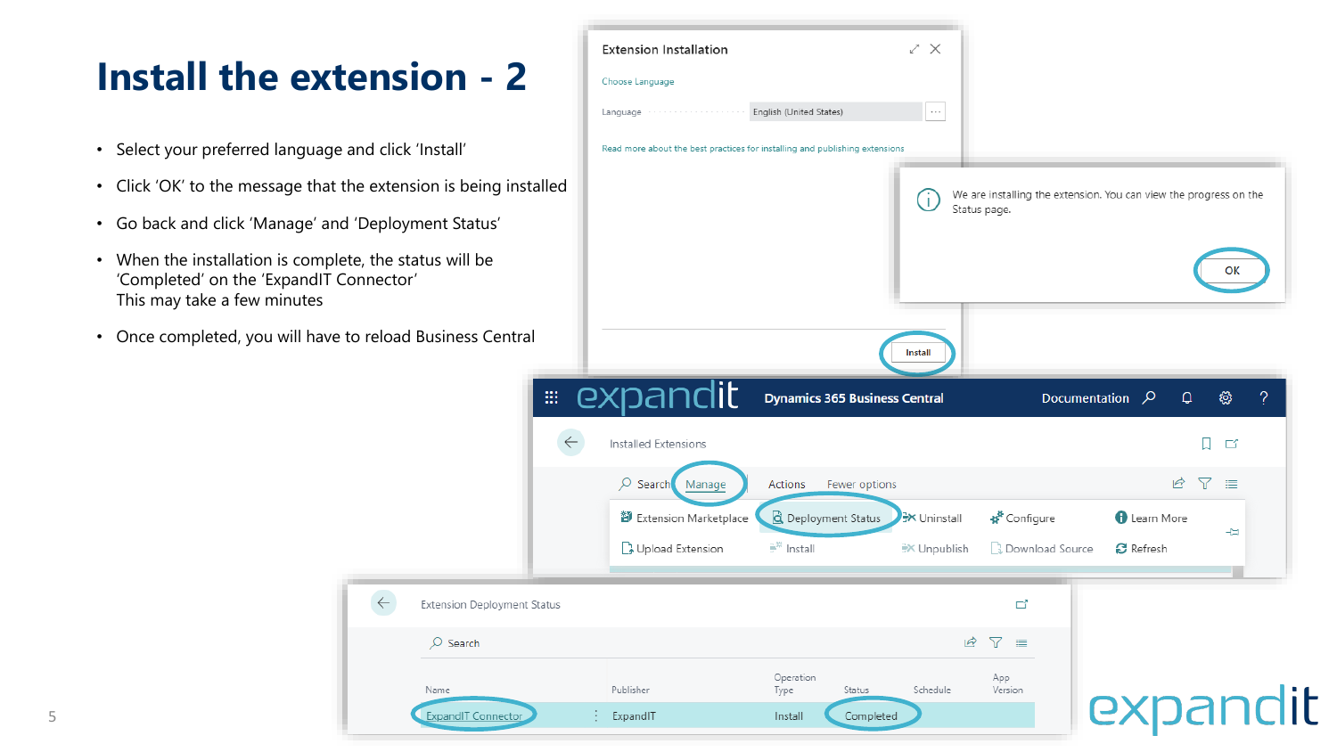# Install the extension - 2

- Select your preferred language and click 'Install'
- Click 'OK' to the message that the extension is being installed
- Go back and click 'Manage' and 'Deployment Status'
- When the installation is complete, the status will be 'Completed' on the 'ExpandIT Connector'
  This may take a few minutes
- Once completed, you will have to reload Business Central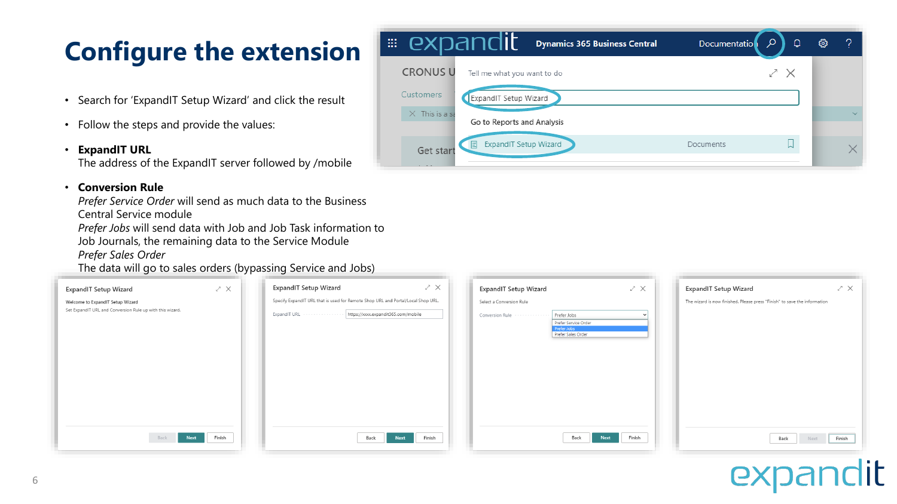# Configure the extension

- Search for 'ExpandIT Setup Wizard' and click the result
- Follow the steps and provide the values:
- **ExpandIT URL**
  The address of the ExpandIT server followed by /mobile
- **Conversion Rule**
  *Prefer Service Order* will send as much data to the Business Central Service module
  *Prefer Jobs* will send data with Job and Job Task information to Job Journals, the remaining data to the Service Module
  *Prefer Sales Order*
  The data will go to sales orders (bypassing Service and Jobs)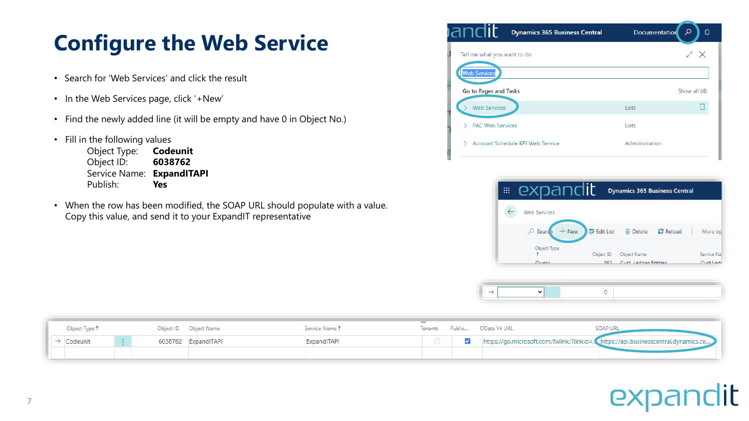# Configure the Web Service

- Search for 'Web Services' and click the result
- In the Web Services page, click '+New'
- Find the newly added line (it will be empty and have 0 in Object No.)
- Fill in the following values

  Object Type: **Codeunit**
  Object ID: **6038762**
  Service Name: **ExpandITAPI**
  Publish: **Yes**

- When the row has been modified, the SOAP URL should populate with a value. Copy this value, and send it to your ExpandIT representative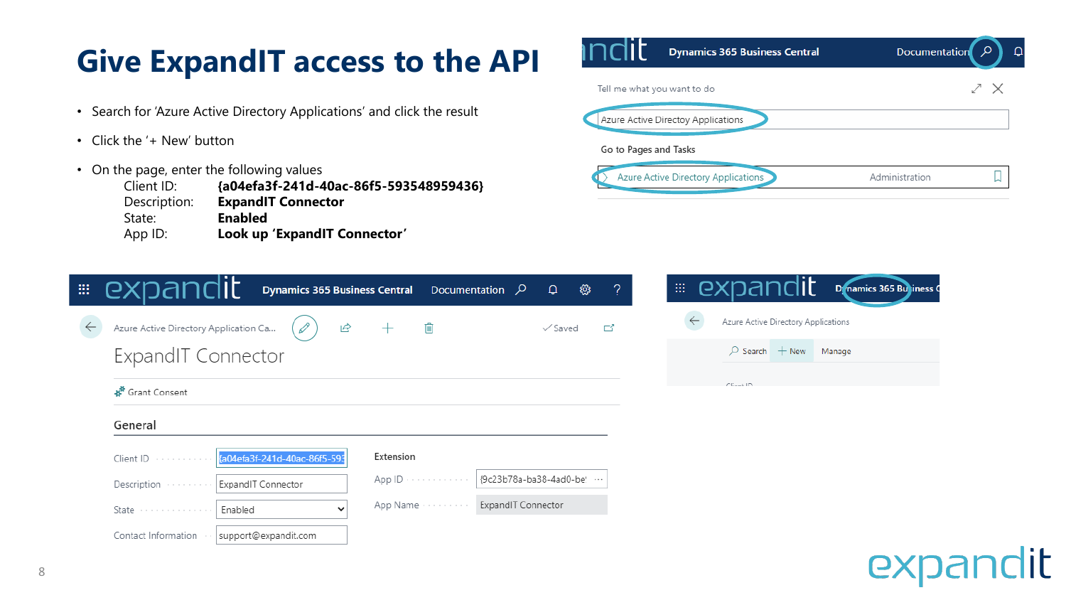# Give ExpandIT access to the API

- Search for 'Azure Active Directory Applications' and click the result
- Click the '+ New' button
- On the page, enter the following values

  Client ID: **{a04efa3f-241d-40ac-86f5-593548959436}**
  Description: **ExpandIT Connector**
  State: **Enabled**
  App ID: **Look up 'ExpandIT Connector'**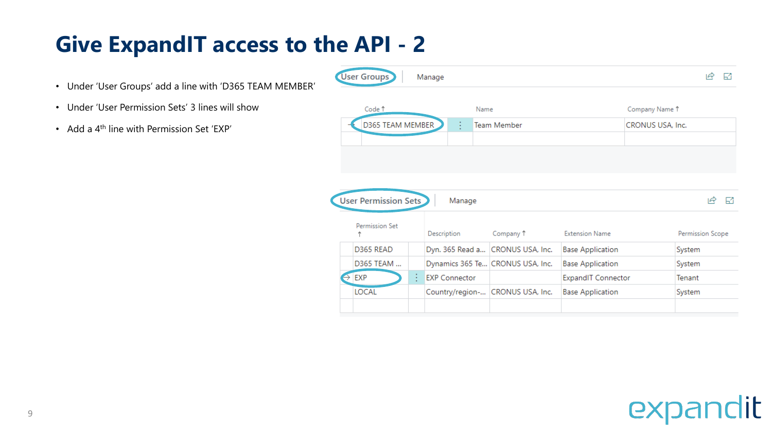# Give ExpandIT access to the API - 2

- Under 'User Groups' add a line with 'D365 TEAM MEMBER'
- Under 'User Permission Sets' 3 lines will show
- Add a 4th line with Permission Set 'EXP'

**User Groups** | Manage

| Code ↑ | Name | Company Name ↑ |
|---|---|---|
| D365 TEAM MEMBER | Team Member | CRONUS USA, Inc. |

**User Permission Sets** | Manage

| Permission Set ↑ | Description | Company ↑ | Extension Name | Permission Scope |
|---|---|---|---|---|
| D365 READ | Dyn. 365 Read a... | CRONUS USA, Inc. | Base Application | System |
| D365 TEAM ... | Dynamics 365 Te... | CRONUS USA, Inc. | Base Application | System |
| EXP | EXP Connector | | ExpandIT Connector | Tenant |
| LOCAL | Country/region-... | CRONUS USA, Inc. | Base Application | System |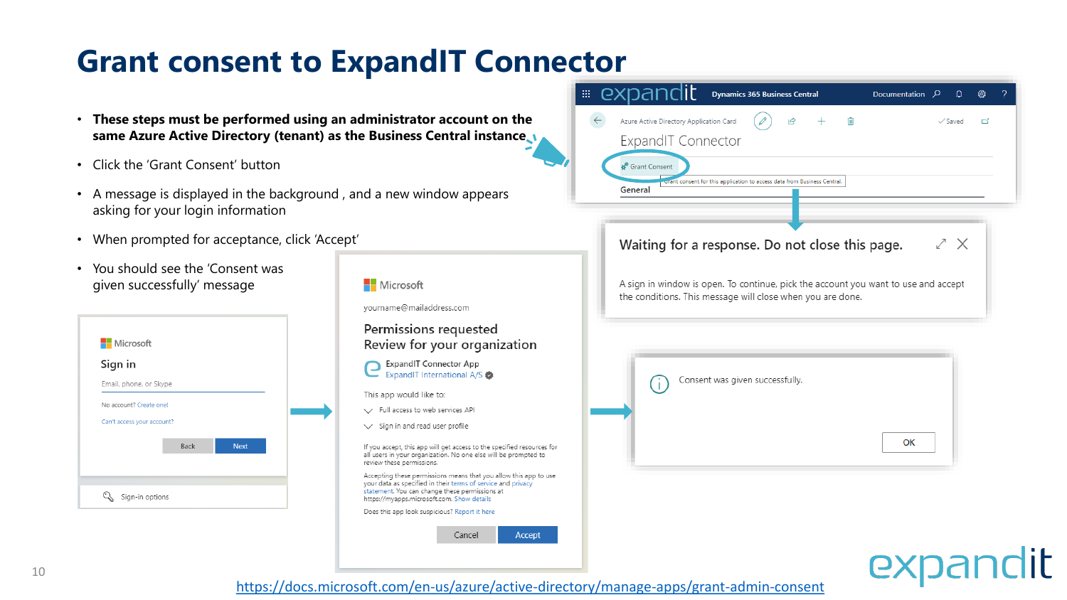# Grant consent to ExpandIT Connector

- **These steps must be performed using an administrator account on the same Azure Active Directory (tenant) as the Business Central instance**
- Click the 'Grant Consent' button
- A message is displayed in the background , and a new window appears asking for your login information
- When prompted for acceptance, click 'Accept'
- You should see the 'Consent was given successfully' message

https://docs.microsoft.com/en-us/azure/active-directory/manage-apps/grant-admin-consent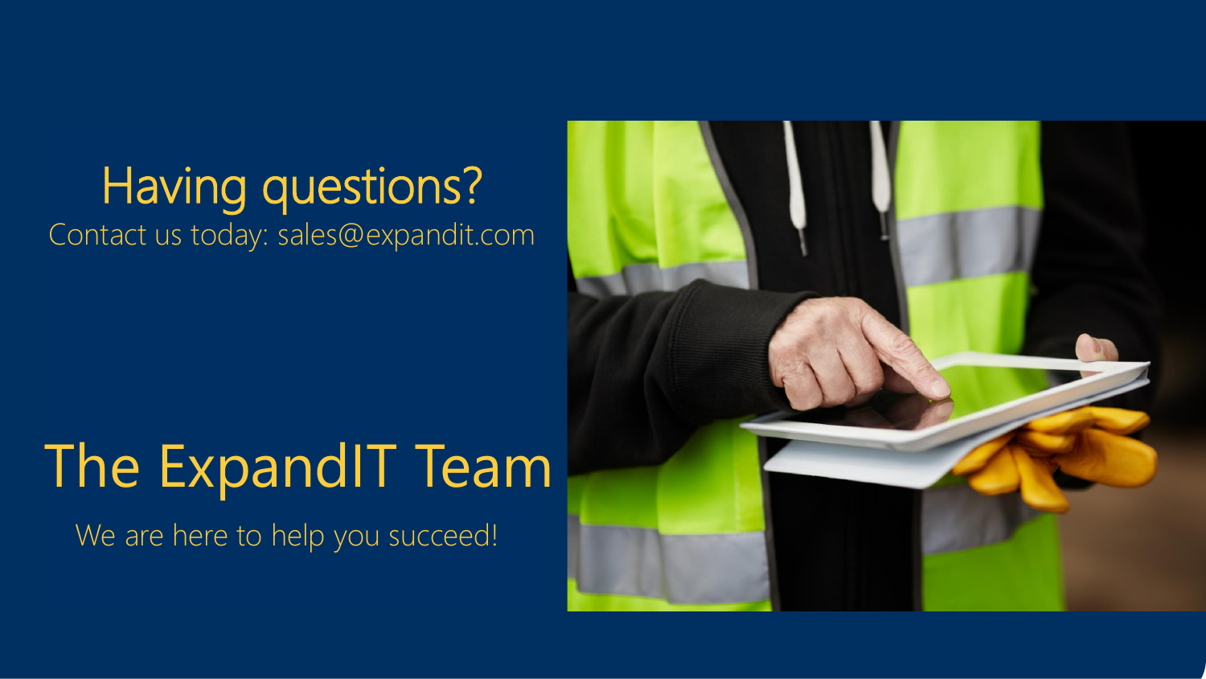# Having questions?

Contact us today: sales@expandit.com

# The ExpandIT Team

We are here to help you succeed!